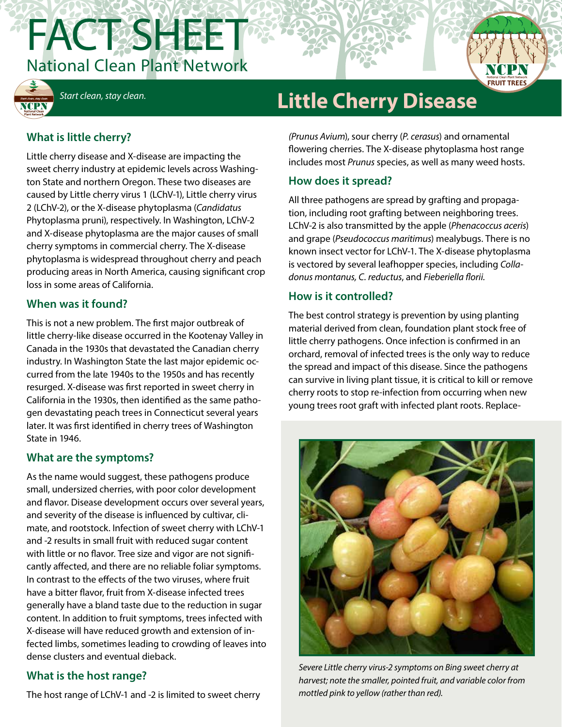# FACT SHEET

National Clean Plant Network

*Start clean, stay clean.*

# Little Cherry Disease

## What is little cherry?

Little cherry disease and X-disease are impacting the sweet cherry industry at epidemic levels across Washington State and northern Oregon. These two diseases are caused by Little cherry virus 1 (LChV-1), Little cherry virus 2 (LChV-2), or the X-disease phytoplasma (*Candidatus* Phytoplasma pruni), respectively. In Washington, LChV-2 and X-disease phytoplasma are the major causes of small cherry symptoms in commercial cherry. The X-disease phytoplasma is widespread throughout cherry and peach producing areas in North America, causing significant crop loss in some areas of California.

## When was it found?

This is not a new problem. The first major outbreak of little cherry-like disease occurred in the Kootenay Valley in Canada in the 1930s that devastated the Canadian cherry industry. In Washington State the last major epidemic occurred from the late 1940s to the 1950s and has recently resurged. X-disease was first reported in sweet cherry in California in the 1930s, then identified as the same pathogen devastating peach trees in Connecticut several years later. It was first identified in cherry trees of Washington State in 1946.

## What are the symptoms?

As the name would suggest, these pathogens produce small, undersized cherries, with poor color development and flavor. Disease development occurs over several years, and severity of the disease is influenced by cultivar, climate, and rootstock. Infection of sweet cherry with LChV-1 and -2 results in small fruit with reduced sugar content with little or no flavor. Tree size and vigor are not significantly affected, and there are no reliable foliar symptoms. In contrast to the effects of the two viruses, where fruit have a bitter flavor, fruit from X-disease infected trees generally have a bland taste due to the reduction in sugar content. In addition to fruit symptoms, trees infected with X-disease will have reduced growth and extension of infected limbs, sometimes leading to crowding of leaves into dense clusters and eventual dieback.

## What is the host range?

The host range of LChV-1 and -2 is limited to sweet cherry *(Prunus Avium*), sour cherry (*P. cerasus*) and ornamental flowering cherries. The X-disease phytoplasma host range includes most *Prunus* species, as well as many weed hosts.

## How does it spread?

All three pathogens are spread by grafting and propagation, including root grafting between neighboring trees. LChV-2 is also transmitted by the apple (*Phenacoccus aceris*) and grape (*Pseudococcus maritimus*) mealybugs. There is no known insect vector for LChV-1. The X-disease phytoplasma is vectored by several leafhopper species, including *Colladonus montanus, C. reductus*, and *Fieberiella florii.*

## How is it controlled?

The best control strategy is prevention by using planting material derived from clean, foundation plant stock free of little cherry pathogens. Once infection is confirmed in an orchard, removal of infected trees is the only way to reduce the spread and impact of this disease. Since the pathogens can survive in living plant tissue, it is critical to kill or remove cherry roots to stop re-infection from occurring when new young trees root graft with infected plant roots. Replace-

*Severe Little cherry virus-2 symptoms on Bing sweet cherry at harvest; note the smaller, pointed fruit, and variable color from mottled pink to yellow (rather than red).*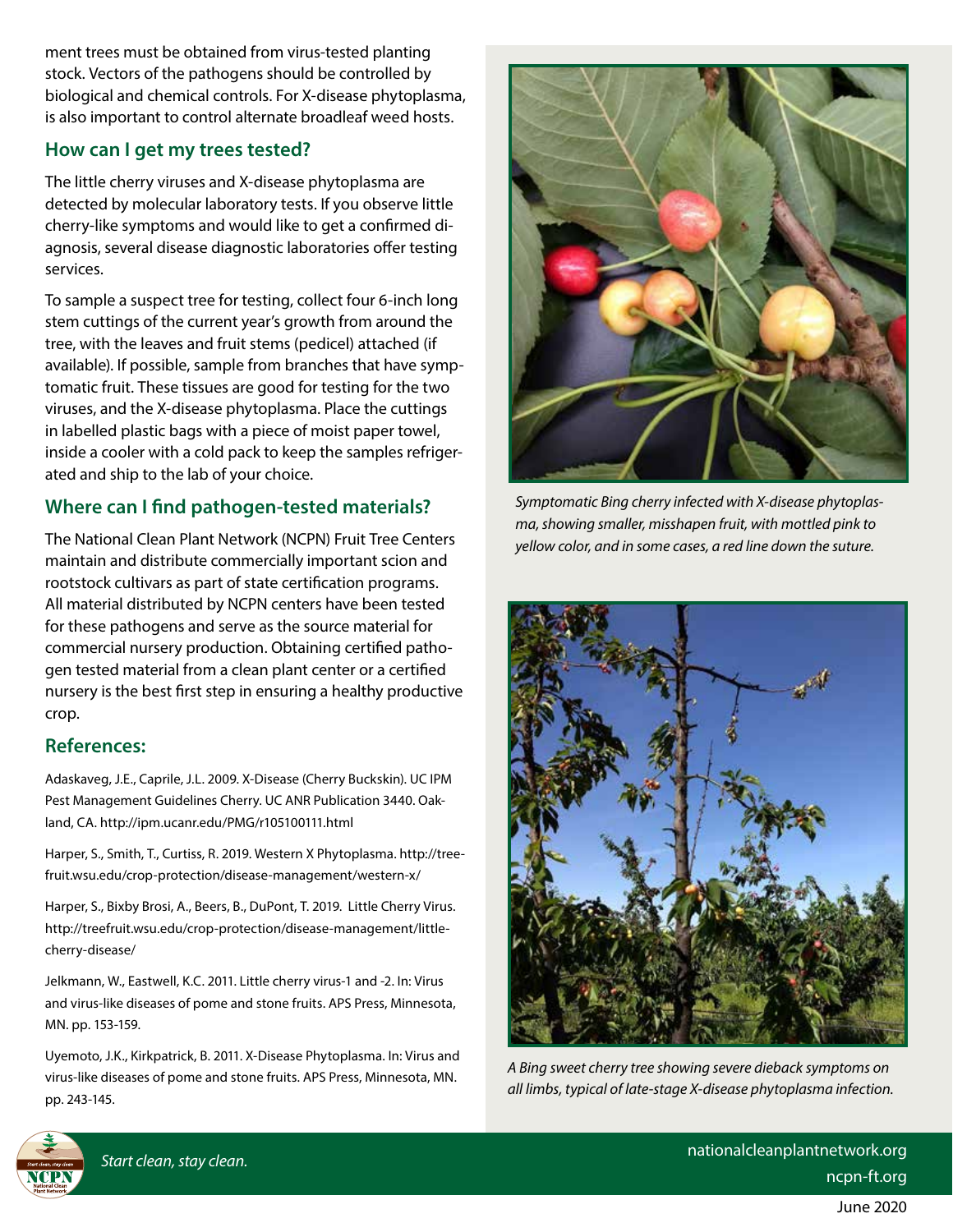ment trees must be obtained from virus-tested planting stock. Vectors of the pathogens should be controlled by biological and chemical controls. For X-disease phytoplasma, is also important to control alternate broadleaf weed hosts.

## How can I get my trees tested?

The little cherry viruses and X-disease phytoplasma are detected by molecular laboratory tests. If you observe little cherry-like symptoms and would like to get a confirmed diagnosis, several disease diagnostic laboratories offer testing services.

To sample a suspect tree for testing, collect four 6-inch long stem cuttings of the current year's growth from around the tree, with the leaves and fruit stems (pedicel) attached (if available). If possible, sample from branches that have symptomatic fruit. These tissues are good for testing for the two viruses, and the X-disease phytoplasma. Place the cuttings in labelled plastic bags with a piece of moist paper towel, inside a cooler with a cold pack to keep the samples refrigerated and ship to the lab of your choice.

## Where can I find pathogen-tested materials?

The National Clean Plant Network (NCPN) Fruit Tree Centers maintain and distribute commercially important scion and rootstock cultivars as part of state certification programs. All material distributed by NCPN centers have been tested for these pathogens and serve as the source material for commercial nursery production. Obtaining certified pathogen tested material from a clean plant center or a certified nursery is the best first step in ensuring a healthy productive crop.

## References:

Adaskaveg, J.E., Caprile, J.L. 2009. X-Disease (Cherry Buckskin). UC IPM Pest Management Guidelines Cherry. UC ANR Publication 3440. Oakland, CA. http://ipm.ucanr.edu/PMG/r105100111.html

Harper, S., Smith, T., Curtiss, R. 2019. Western X Phytoplasma. http://treefruit.wsu.edu/crop-protection/disease-management/western-x/

Harper, S., Bixby Brosi, A., Beers, B., DuPont, T. 2019. Little Cherry Virus. http://treefruit.wsu.edu/crop-protection/disease-management/little-cherry-disease/

Jelkmann, W., Eastwell, K.C. 2011. Little cherry virus-1 and -2. In: Virus and virus-like diseases of pome and stone fruits. APS Press, Minnesota, MN. pp. 153-159.

Uyemoto, J.K., Kirkpatrick, B. 2011. X-Disease Phytoplasma. In: Virus and virus-like diseases of pome and stone fruits. APS Press, Minnesota, MN. pp. 243-145.

*Symptomatic Bing cherry infected with X-disease phytoplasma, showing smaller, misshapen fruit, with mottled pink to yellow color, and in some cases, a red line down the suture.*

*A Bing sweet cherry tree showing severe dieback symptoms on all limbs, typical of late-stage X-disease phytoplasma infection.*

*Start clean, stay clean.*

nationalcleanplantnetwork.org
ncpn-ft.org

June 2020